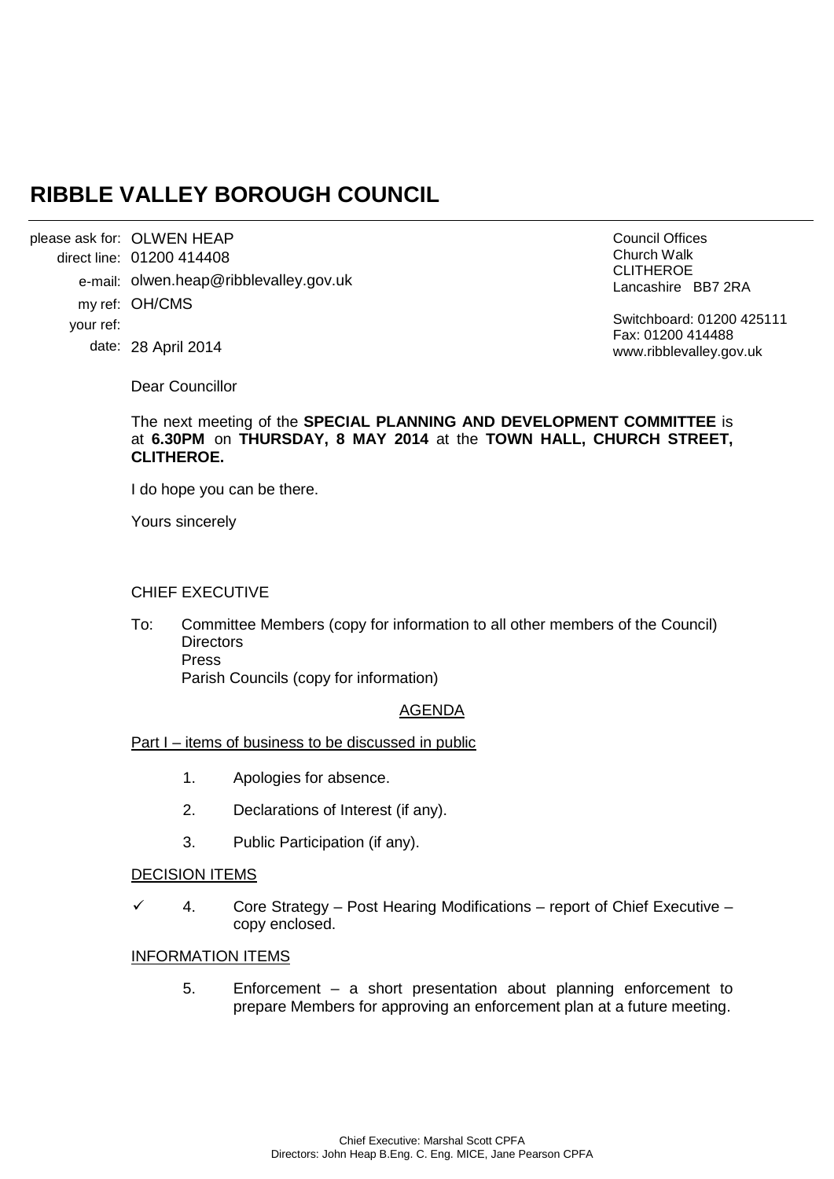# RIBBLE VALLEY BOROUGH COUNCIL

please ask for: OLWEN HEAP
direct line: 01200 414408
e-mail: olwen.heap@ribblevalley.gov.uk
my ref: OH/CMS
your ref:
date: 28 April 2014

Council Offices
Church Walk
CLITHEROE
Lancashire BB7 2RA

Switchboard: 01200 425111
Fax: 01200 414488
www.ribblevalley.gov.uk

Dear Councillor

The next meeting of the **SPECIAL PLANNING AND DEVELOPMENT COMMITTEE** is at **6.30PM** on **THURSDAY, 8 MAY 2014** at the **TOWN HALL, CHURCH STREET, CLITHEROE.**

I do hope you can be there.

Yours sincerely

CHIEF EXECUTIVE

To: Committee Members (copy for information to all other members of the Council)
Directors
Press
Parish Councils (copy for information)

AGENDA

Part I – items of business to be discussed in public

1. Apologies for absence.
2. Declarations of Interest (if any).
3. Public Participation (if any).

DECISION ITEMS

✓ 4. Core Strategy – Post Hearing Modifications – report of Chief Executive – copy enclosed.

INFORMATION ITEMS

5. Enforcement – a short presentation about planning enforcement to prepare Members for approving an enforcement plan at a future meeting.

Chief Executive: Marshal Scott CPFA
Directors: John Heap B.Eng. C. Eng. MICE, Jane Pearson CPFA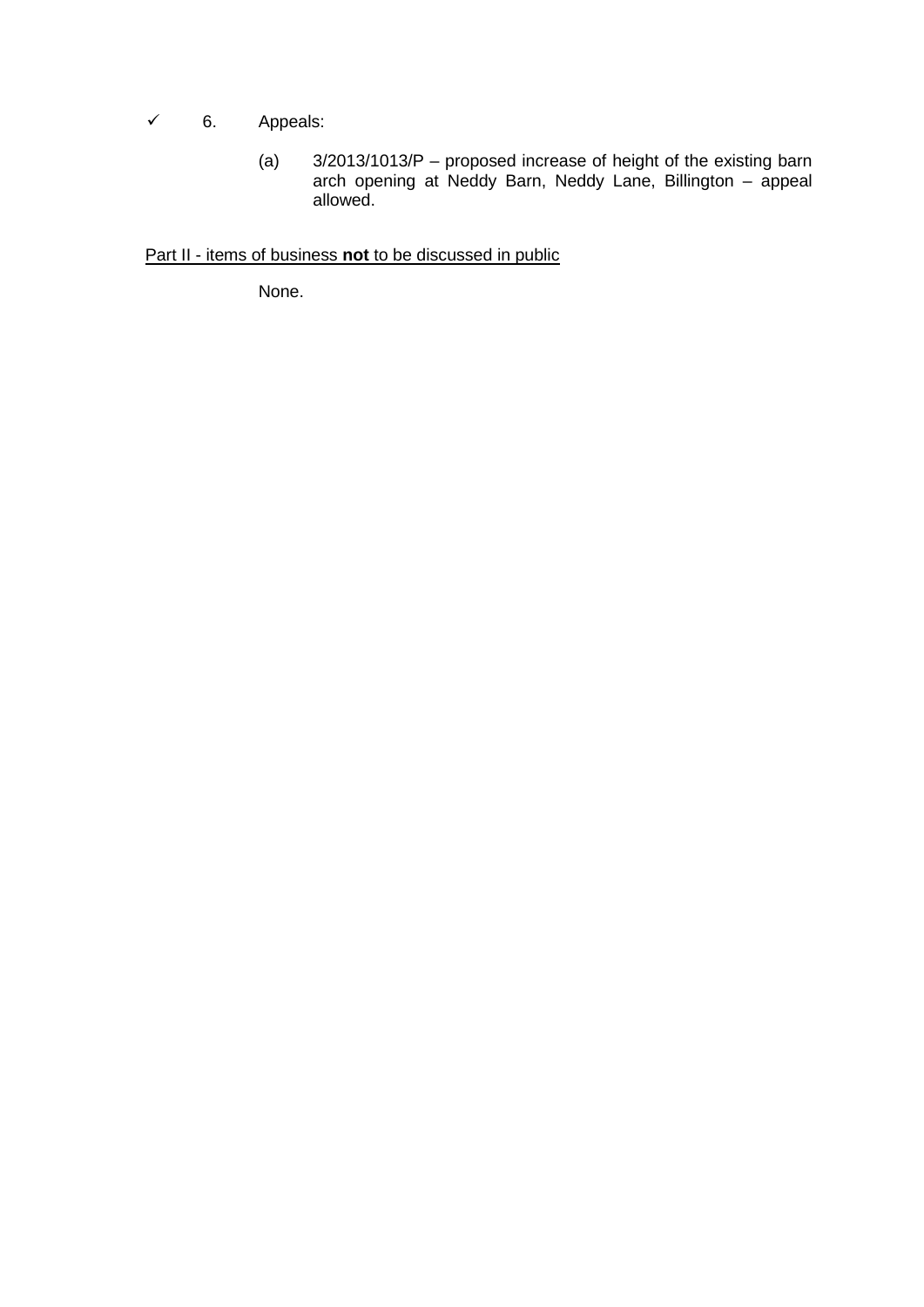✓ 6. Appeals:

(a) 3/2013/1013/P – proposed increase of height of the existing barn arch opening at Neddy Barn, Neddy Lane, Billington – appeal allowed.

<u>Part II - items of business **not** to be discussed in public</u>

None.